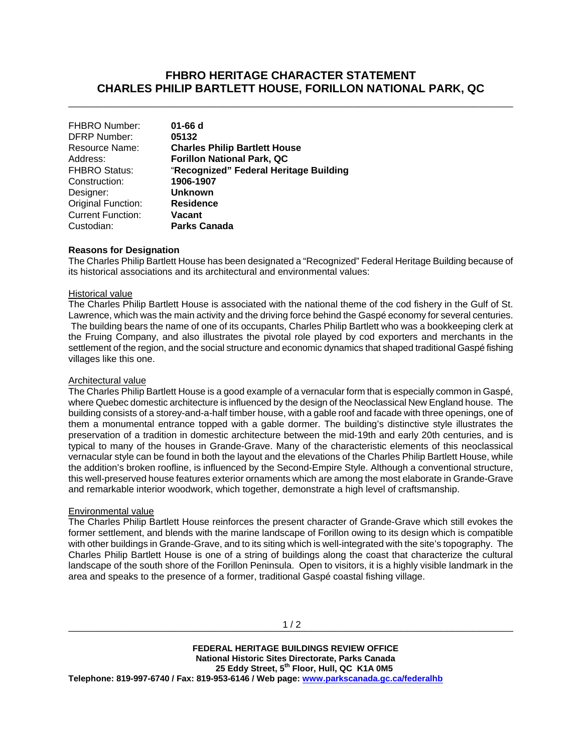# FHBRO HERITAGE CHARACTER STATEMENT
# CHARLES PHILIP BARTLETT HOUSE, FORILLON NATIONAL PARK, QC

| | |
|---|---|
| FHBRO Number: | **01-66 d** |
| DFRP Number: | **05132** |
| Resource Name: | **Charles Philip Bartlett House** |
| Address: | **Forillon National Park, QC** |
| FHBRO Status: | **"Recognized" Federal Heritage Building** |
| Construction: | **1906-1907** |
| Designer: | **Unknown** |
| Original Function: | **Residence** |
| Current Function: | **Vacant** |
| Custodian: | **Parks Canada** |

**Reasons for Designation**

The Charles Philip Bartlett House has been designated a "Recognized" Federal Heritage Building because of its historical associations and its architectural and environmental values:

Historical value

The Charles Philip Bartlett House is associated with the national theme of the cod fishery in the Gulf of St. Lawrence, which was the main activity and the driving force behind the Gaspé economy for several centuries. The building bears the name of one of its occupants, Charles Philip Bartlett who was a bookkeeping clerk at the Fruing Company, and also illustrates the pivotal role played by cod exporters and merchants in the settlement of the region, and the social structure and economic dynamics that shaped traditional Gaspé fishing villages like this one.

Architectural value

The Charles Philip Bartlett House is a good example of a vernacular form that is especially common in Gaspé, where Quebec domestic architecture is influenced by the design of the Neoclassical New England house. The building consists of a storey-and-a-half timber house, with a gable roof and facade with three openings, one of them a monumental entrance topped with a gable dormer. The building's distinctive style illustrates the preservation of a tradition in domestic architecture between the mid-19th and early 20th centuries, and is typical to many of the houses in Grande-Grave. Many of the characteristic elements of this neoclassical vernacular style can be found in both the layout and the elevations of the Charles Philip Bartlett House, while the addition's broken roofline, is influenced by the Second-Empire Style. Although a conventional structure, this well-preserved house features exterior ornaments which are among the most elaborate in Grande-Grave and remarkable interior woodwork, which together, demonstrate a high level of craftsmanship.

Environmental value

The Charles Philip Bartlett House reinforces the present character of Grande-Grave which still evokes the former settlement, and blends with the marine landscape of Forillon owing to its design which is compatible with other buildings in Grande-Grave, and to its siting which is well-integrated with the site's topography. The Charles Philip Bartlett House is one of a string of buildings along the coast that characterize the cultural landscape of the south shore of the Forillon Peninsula. Open to visitors, it is a highly visible landmark in the area and speaks to the presence of a former, traditional Gaspé coastal fishing village.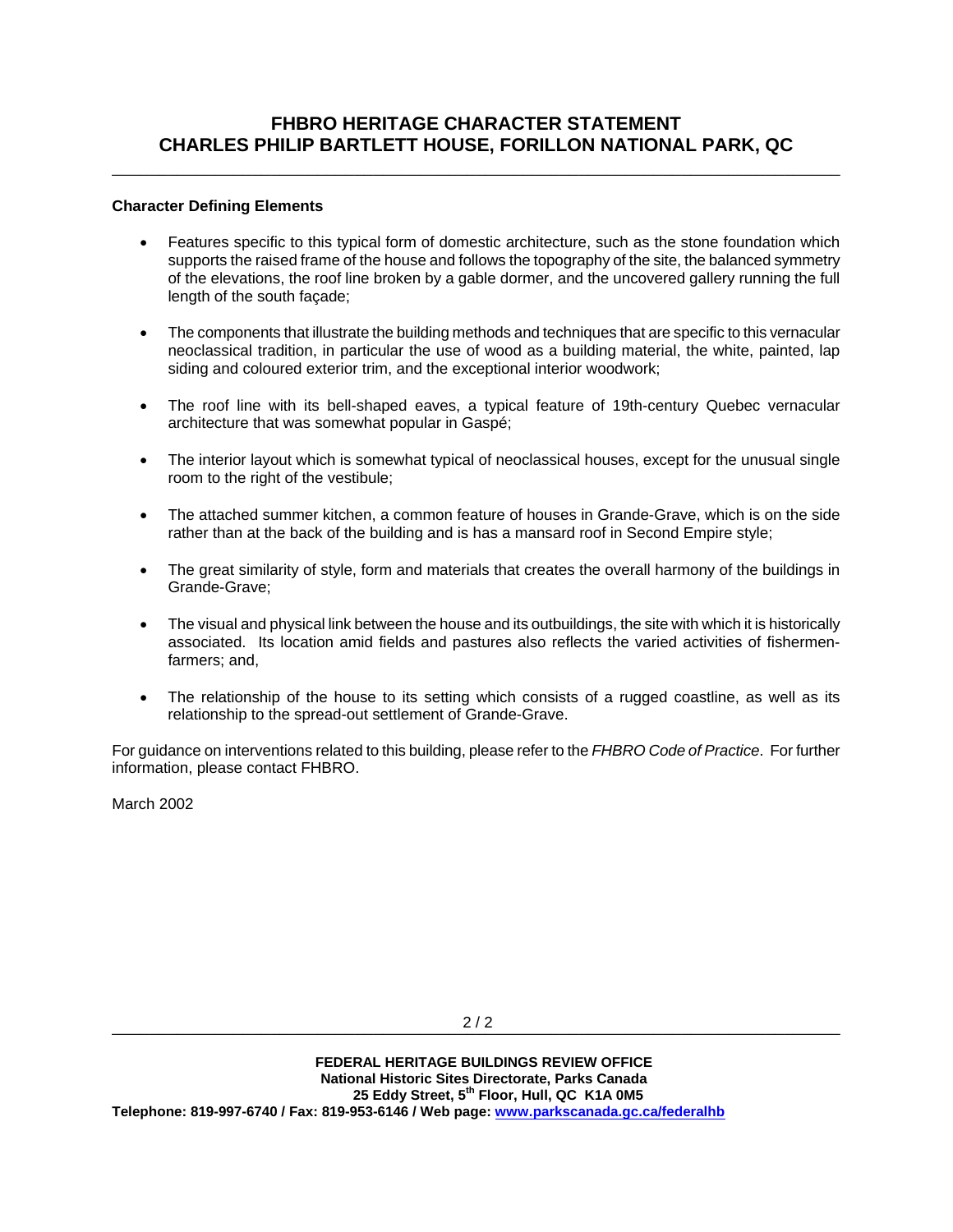**Character Defining Elements**

- Features specific to this typical form of domestic architecture, such as the stone foundation which supports the raised frame of the house and follows the topography of the site, the balanced symmetry of the elevations, the roof line broken by a gable dormer, and the uncovered gallery running the full length of the south façade;

- The components that illustrate the building methods and techniques that are specific to this vernacular neoclassical tradition, in particular the use of wood as a building material, the white, painted, lap siding and coloured exterior trim, and the exceptional interior woodwork;

- The roof line with its bell-shaped eaves, a typical feature of 19th-century Quebec vernacular architecture that was somewhat popular in Gaspé;

- The interior layout which is somewhat typical of neoclassical houses, except for the unusual single room to the right of the vestibule;

- The attached summer kitchen, a common feature of houses in Grande-Grave, which is on the side rather than at the back of the building and is has a mansard roof in Second Empire style;

- The great similarity of style, form and materials that creates the overall harmony of the buildings in Grande-Grave;

- The visual and physical link between the house and its outbuildings, the site with which it is historically associated. Its location amid fields and pastures also reflects the varied activities of fishermen-farmers; and,

- The relationship of the house to its setting which consists of a rugged coastline, as well as its relationship to the spread-out settlement of Grande-Grave.

For guidance on interventions related to this building, please refer to the *FHBRO Code of Practice*. For further information, please contact FHBRO.

March 2002